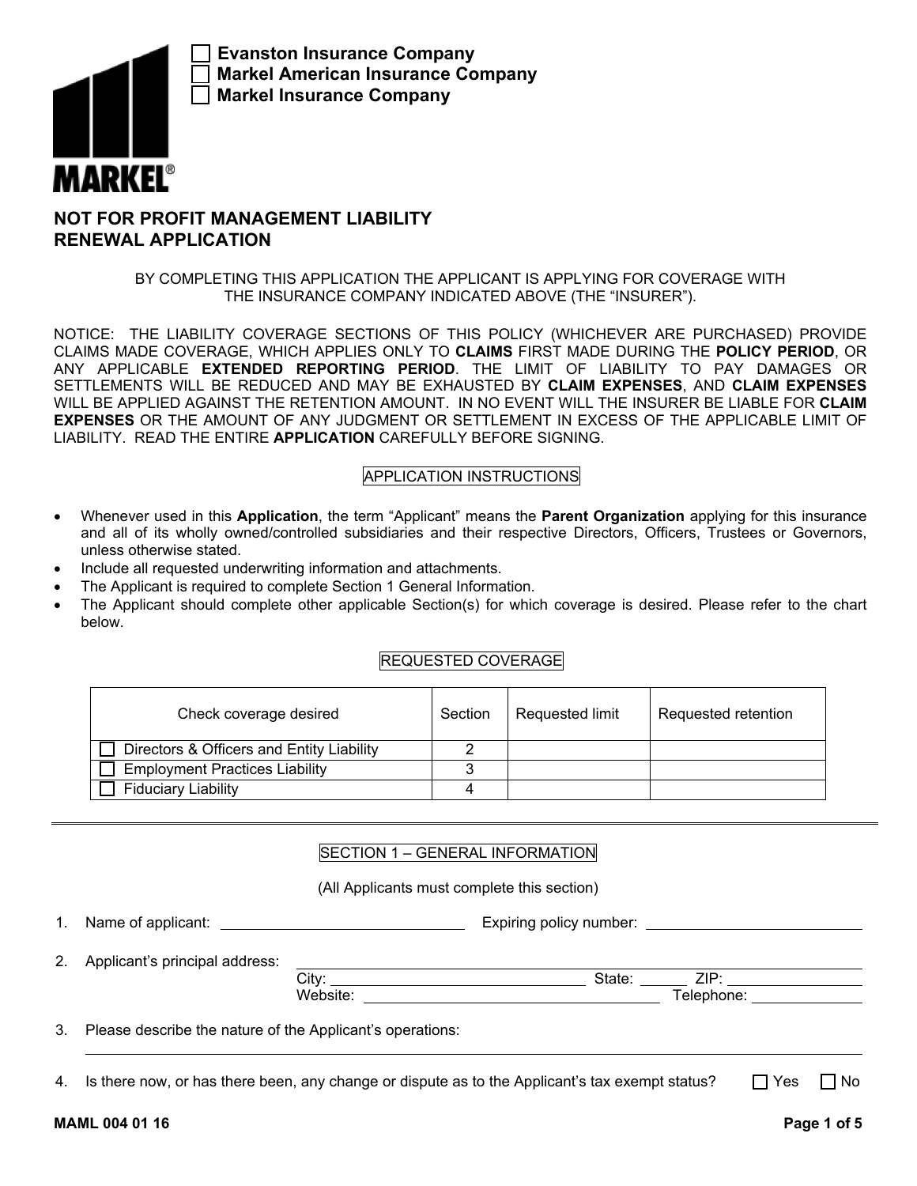- [ ] Evanston Insurance Company
- [ ] Markel American Insurance Company
- [ ] Markel Insurance Company

MARKEL®

# NOT FOR PROFIT MANAGEMENT LIABILITY RENEWAL APPLICATION

BY COMPLETING THIS APPLICATION THE APPLICANT IS APPLYING FOR COVERAGE WITH THE INSURANCE COMPANY INDICATED ABOVE (THE "INSURER").

NOTICE: THE LIABILITY COVERAGE SECTIONS OF THIS POLICY (WHICHEVER ARE PURCHASED) PROVIDE CLAIMS MADE COVERAGE, WHICH APPLIES ONLY TO **CLAIMS** FIRST MADE DURING THE **POLICY PERIOD**, OR ANY APPLICABLE **EXTENDED REPORTING PERIOD**. THE LIMIT OF LIABILITY TO PAY DAMAGES OR SETTLEMENTS WILL BE REDUCED AND MAY BE EXHAUSTED BY **CLAIM EXPENSES**, AND **CLAIM EXPENSES** WILL BE APPLIED AGAINST THE RETENTION AMOUNT. IN NO EVENT WILL THE INSURER BE LIABLE FOR **CLAIM EXPENSES** OR THE AMOUNT OF ANY JUDGMENT OR SETTLEMENT IN EXCESS OF THE APPLICABLE LIMIT OF LIABILITY. READ THE ENTIRE **APPLICATION** CAREFULLY BEFORE SIGNING.

## APPLICATION INSTRUCTIONS

- Whenever used in this **Application**, the term "Applicant" means the **Parent Organization** applying for this insurance and all of its wholly owned/controlled subsidiaries and their respective Directors, Officers, Trustees or Governors, unless otherwise stated.
- Include all requested underwriting information and attachments.
- The Applicant is required to complete Section 1 General Information.
- The Applicant should complete other applicable Section(s) for which coverage is desired. Please refer to the chart below.

## REQUESTED COVERAGE

| Check coverage desired | Section | Requested limit | Requested retention |
|---|---|---|---|
| ☐ Directors & Officers and Entity Liability | 2 | | |
| ☐ Employment Practices Liability | 3 | | |
| ☐ Fiduciary Liability | 4 | | |

## SECTION 1 – GENERAL INFORMATION

(All Applicants must complete this section)

1. Name of applicant: ______________________ Expiring policy number: ______________________

2. Applicant's principal address: ______________________
   City: ______________________ State: ______ ZIP: ______________
   Website: ______________________ Telephone: ______________

3. Please describe the nature of the Applicant's operations:
   ______________________________________________

4. Is there now, or has there been, any change or dispute as to the Applicant's tax exempt status? ☐ Yes ☐ No

MAML 004 01 16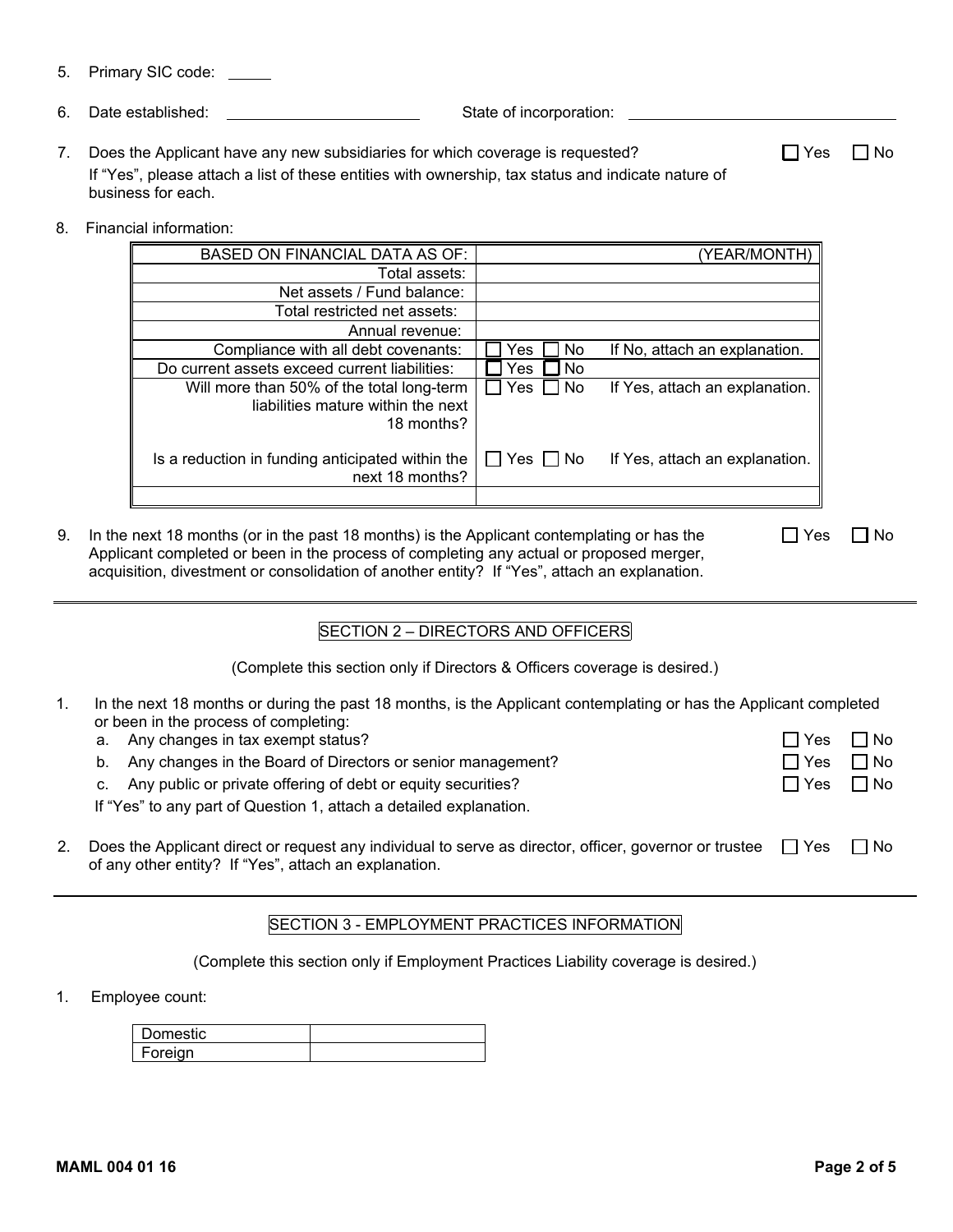5. Primary SIC code: _____

6. Date established: ______________________ State of incorporation: ______________________________

7. Does the Applicant have any new subsidiaries for which coverage is requested? ☐ Yes ☐ No

   If "Yes", please attach a list of these entities with ownership, tax status and indicate nature of business for each.

8. Financial information:

| BASED ON FINANCIAL DATA AS OF: | (YEAR/MONTH) |
|---|---|
| Total assets: | |
| Net assets / Fund balance: | |
| Total restricted net assets: | |
| Annual revenue: | |
| Compliance with all debt covenants: | ☐ Yes ☐ No If No, attach an explanation. |
| Do current assets exceed current liabilities: | ☐ Yes ☐ No |
| Will more than 50% of the total long-term liabilities mature within the next 18 months? | ☐ Yes ☐ No If Yes, attach an explanation. |
| Is a reduction in funding anticipated within the next 18 months? | ☐ Yes ☐ No If Yes, attach an explanation. |
| | |

9. In the next 18 months (or in the past 18 months) is the Applicant contemplating or has the Applicant completed or been in the process of completing any actual or proposed merger, acquisition, divestment or consolidation of another entity? If "Yes", attach an explanation. ☐ Yes ☐ No

---

## SECTION 2 – DIRECTORS AND OFFICERS

(Complete this section only if Directors & Officers coverage is desired.)

1. In the next 18 months or during the past 18 months, is the Applicant contemplating or has the Applicant completed or been in the process of completing:
   a. Any changes in tax exempt status? ☐ Yes ☐ No
   b. Any changes in the Board of Directors or senior management? ☐ Yes ☐ No
   c. Any public or private offering of debt or equity securities? ☐ Yes ☐ No

   If "Yes" to any part of Question 1, attach a detailed explanation.

2. Does the Applicant direct or request any individual to serve as director, officer, governor or trustee of any other entity? If "Yes", attach an explanation. ☐ Yes ☐ No

---

## SECTION 3 - EMPLOYMENT PRACTICES INFORMATION

(Complete this section only if Employment Practices Liability coverage is desired.)

1. Employee count:

| Domestic | |
|---|---|
| Foreign | |

MAML 004 01 16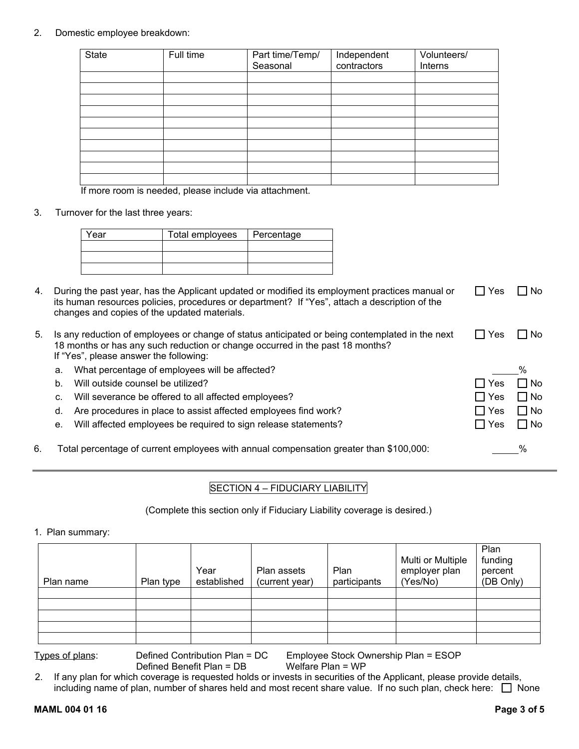2. Domestic employee breakdown:

| State | Full time | Part time/Temp/ Seasonal | Independent contractors | Volunteers/ Interns |
|---|---|---|---|---|
| | | | | |
| | | | | |
| | | | | |
| | | | | |
| | | | | |
| | | | | |
| | | | | |
| | | | | |
| | | | | |
| | | | | |

If more room is needed, please include via attachment.

3. Turnover for the last three years:

| Year | Total employees | Percentage |
|---|---|---|
| | | |
| | | |
| | | |

4. During the past year, has the Applicant updated or modified its employment practices manual or its human resources policies, procedures or department? If "Yes", attach a description of the changes and copies of the updated materials. ☐ Yes ☐ No

5. Is any reduction of employees or change of status anticipated or being contemplated in the next 18 months or has any such reduction or change occurred in the past 18 months? ☐ Yes ☐ No
   If "Yes", please answer the following:
   a. What percentage of employees will be affected? _____%
   b. Will outside counsel be utilized? ☐ Yes ☐ No
   c. Will severance be offered to all affected employees? ☐ Yes ☐ No
   d. Are procedures in place to assist affected employees find work? ☐ Yes ☐ No
   e. Will affected employees be required to sign release statements? ☐ Yes ☐ No

6. Total percentage of current employees with annual compensation greater than $100,000: _____%

---

## SECTION 4 – FIDUCIARY LIABILITY

(Complete this section only if Fiduciary Liability coverage is desired.)

1. Plan summary:

| Plan name | Plan type | Year established | Plan assets (current year) | Plan participants | Multi or Multiple employer plan (Yes/No) | Plan funding percent (DB Only) |
|---|---|---|---|---|---|---|
| | | | | | | |
| | | | | | | |
| | | | | | | |
| | | | | | | |
| | | | | | | |

Types of plans: Defined Contribution Plan = DC, Employee Stock Ownership Plan = ESOP, Defined Benefit Plan = DB, Welfare Plan = WP

2. If any plan for which coverage is requested holds or invests in securities of the Applicant, please provide details, including name of plan, number of shares held and most recent share value. If no such plan, check here: ☐ None

MAML 004 01 16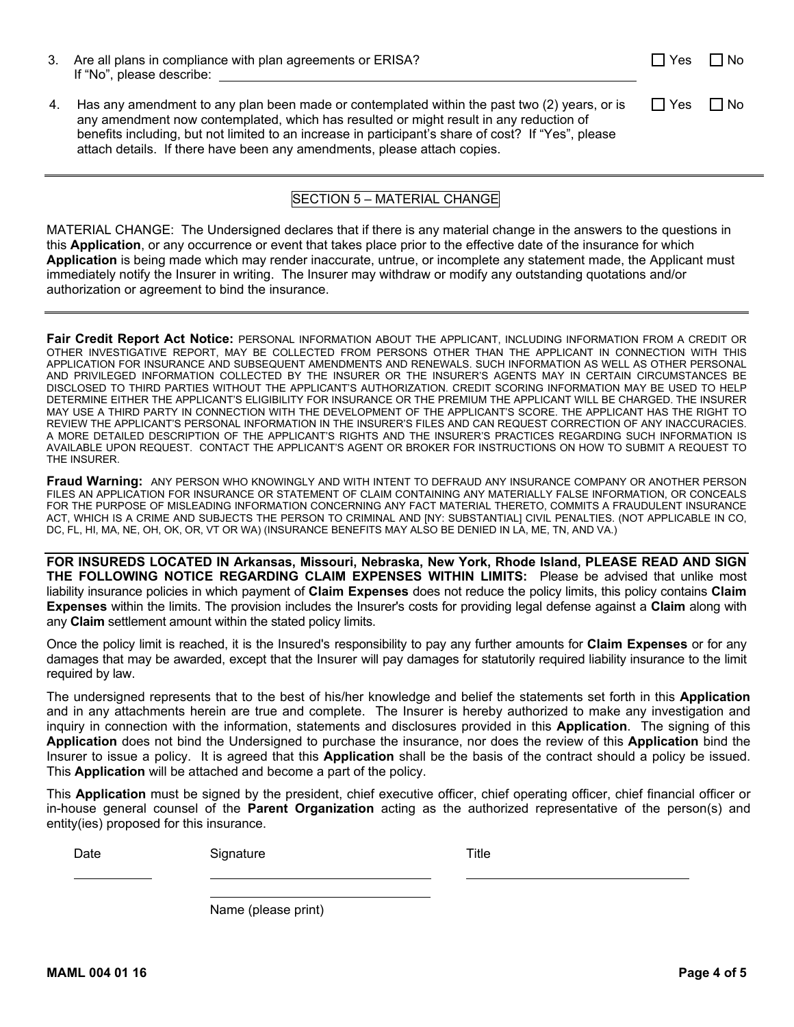3. Are all plans in compliance with plan agreements or ERISA? ☐ Yes ☐ No
   If "No", please describe: ______________________________

4. Has any amendment to any plan been made or contemplated within the past two (2) years, or is any amendment now contemplated, which has resulted or might result in any reduction of benefits including, but not limited to an increase in participant's share of cost? If "Yes", please attach details. If there have been any amendments, please attach copies. ☐ Yes ☐ No

## SECTION 5 – MATERIAL CHANGE

MATERIAL CHANGE: The Undersigned declares that if there is any material change in the answers to the questions in this **Application**, or any occurrence or event that takes place prior to the effective date of the insurance for which **Application** is being made which may render inaccurate, untrue, or incomplete any statement made, the Applicant must immediately notify the Insurer in writing. The Insurer may withdraw or modify any outstanding quotations and/or authorization or agreement to bind the insurance.

**Fair Credit Report Act Notice:** PERSONAL INFORMATION ABOUT THE APPLICANT, INCLUDING INFORMATION FROM A CREDIT OR OTHER INVESTIGATIVE REPORT, MAY BE COLLECTED FROM PERSONS OTHER THAN THE APPLICANT IN CONNECTION WITH THIS APPLICATION FOR INSURANCE AND SUBSEQUENT AMENDMENTS AND RENEWALS. SUCH INFORMATION AS WELL AS OTHER PERSONAL AND PRIVILEGED INFORMATION COLLECTED BY THE INSURER OR THE INSURER'S AGENTS MAY IN CERTAIN CIRCUMSTANCES BE DISCLOSED TO THIRD PARTIES WITHOUT THE APPLICANT'S AUTHORIZATION. CREDIT SCORING INFORMATION MAY BE USED TO HELP DETERMINE EITHER THE APPLICANT'S ELIGIBILITY FOR INSURANCE OR THE PREMIUM THE APPLICANT WILL BE CHARGED. THE INSURER MAY USE A THIRD PARTY IN CONNECTION WITH THE DEVELOPMENT OF THE APPLICANT'S SCORE. THE APPLICANT HAS THE RIGHT TO REVIEW THE APPLICANT'S PERSONAL INFORMATION IN THE INSURER'S FILES AND CAN REQUEST CORRECTION OF ANY INACCURACIES. A MORE DETAILED DESCRIPTION OF THE APPLICANT'S RIGHTS AND THE INSURER'S PRACTICES REGARDING SUCH INFORMATION IS AVAILABLE UPON REQUEST. CONTACT THE APPLICANT'S AGENT OR BROKER FOR INSTRUCTIONS ON HOW TO SUBMIT A REQUEST TO THE INSURER.

**Fraud Warning:** ANY PERSON WHO KNOWINGLY AND WITH INTENT TO DEFRAUD ANY INSURANCE COMPANY OR ANOTHER PERSON FILES AN APPLICATION FOR INSURANCE OR STATEMENT OF CLAIM CONTAINING ANY MATERIALLY FALSE INFORMATION, OR CONCEALS FOR THE PURPOSE OF MISLEADING INFORMATION CONCERNING ANY FACT MATERIAL THERETO, COMMITS A FRAUDULENT INSURANCE ACT, WHICH IS A CRIME AND SUBJECTS THE PERSON TO CRIMINAL AND [NY: SUBSTANTIAL] CIVIL PENALTIES. (NOT APPLICABLE IN CO, DC, FL, HI, MA, NE, OH, OK, OR, VT OR WA) (INSURANCE BENEFITS MAY ALSO BE DENIED IN LA, ME, TN, AND VA.)

**FOR INSUREDS LOCATED IN Arkansas, Missouri, Nebraska, New York, Rhode Island, PLEASE READ AND SIGN THE FOLLOWING NOTICE REGARDING CLAIM EXPENSES WITHIN LIMITS:** Please be advised that unlike most liability insurance policies in which payment of **Claim Expenses** does not reduce the policy limits, this policy contains **Claim Expenses** within the limits. The provision includes the Insurer's costs for providing legal defense against a **Claim** along with any **Claim** settlement amount within the stated policy limits.

Once the policy limit is reached, it is the Insured's responsibility to pay any further amounts for **Claim Expenses** or for any damages that may be awarded, except that the Insurer will pay damages for statutorily required liability insurance to the limit required by law.

The undersigned represents that to the best of his/her knowledge and belief the statements set forth in this **Application** and in any attachments herein are true and complete. The Insurer is hereby authorized to make any investigation and inquiry in connection with the information, statements and disclosures provided in this **Application**. The signing of this **Application** does not bind the Undersigned to purchase the insurance, nor does the review of this **Application** bind the Insurer to issue a policy. It is agreed that this **Application** shall be the basis of the contract should a policy be issued. This **Application** will be attached and become a part of the policy.

This **Application** must be signed by the president, chief executive officer, chief operating officer, chief financial officer or in-house general counsel of the **Parent Organization** acting as the authorized representative of the person(s) and entity(ies) proposed for this insurance.

Date ____________ Signature ______________________________ Title ______________________________

Name (please print) ______________________________

MAML 004 01 16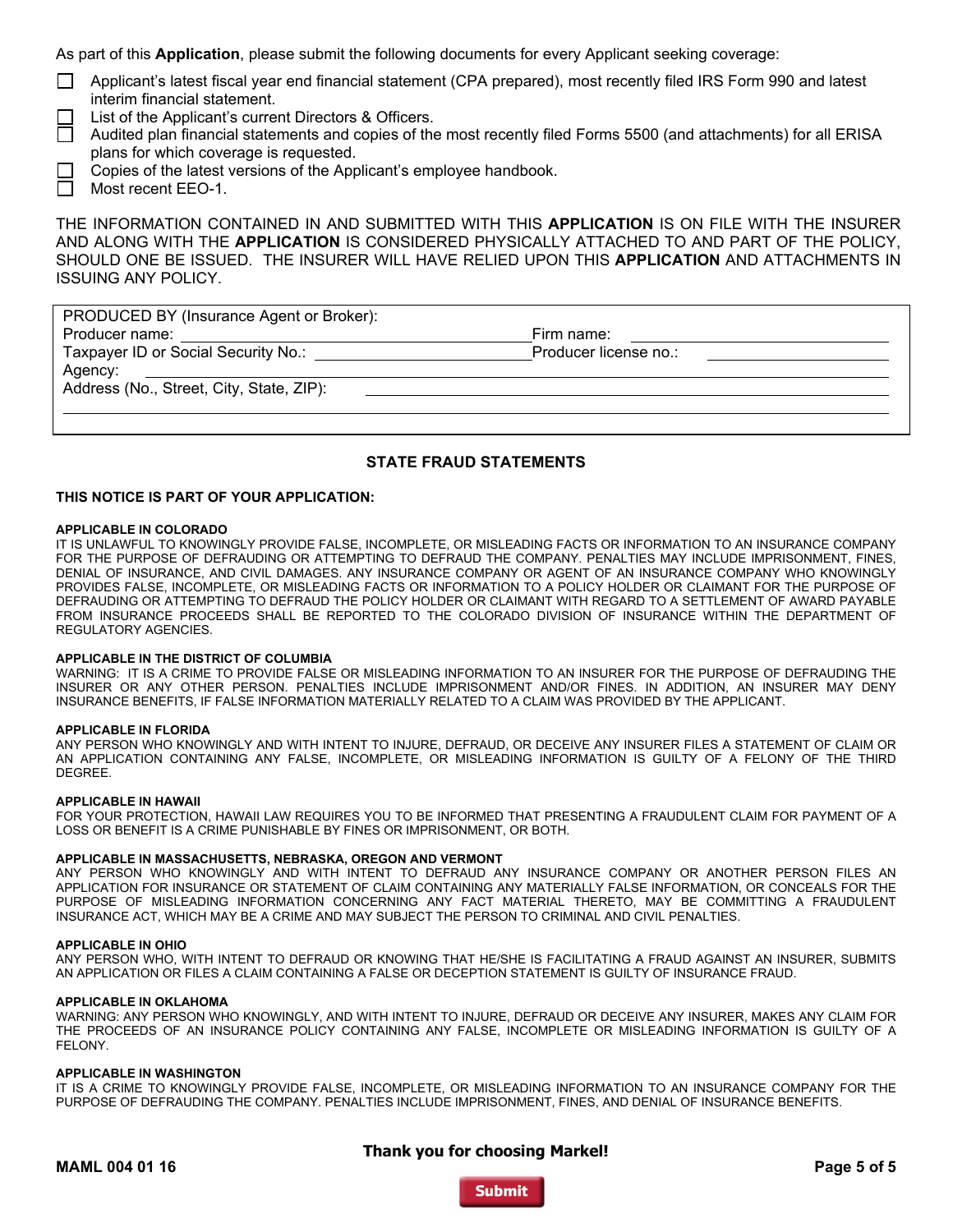As part of this **Application**, please submit the following documents for every Applicant seeking coverage:

- ☐ Applicant's latest fiscal year end financial statement (CPA prepared), most recently filed IRS Form 990 and latest interim financial statement.
- ☐ List of the Applicant's current Directors & Officers.
- ☐ Audited plan financial statements and copies of the most recently filed Forms 5500 (and attachments) for all ERISA plans for which coverage is requested.
- ☐ Copies of the latest versions of the Applicant's employee handbook.
- ☐ Most recent EEO-1.

THE INFORMATION CONTAINED IN AND SUBMITTED WITH THIS **APPLICATION** IS ON FILE WITH THE INSURER AND ALONG WITH THE **APPLICATION** IS CONSIDERED PHYSICALLY ATTACHED TO AND PART OF THE POLICY, SHOULD ONE BE ISSUED. THE INSURER WILL HAVE RELIED UPON THIS **APPLICATION** AND ATTACHMENTS IN ISSUING ANY POLICY.

PRODUCED BY (Insurance Agent or Broker):

Producer name: ______________________ Firm name: ______________________

Taxpayer ID or Social Security No.: ______________________ Producer license no.: ______________________

Agency: ______________________

Address (No., Street, City, State, ZIP): ______________________

______________________

## STATE FRAUD STATEMENTS

**THIS NOTICE IS PART OF YOUR APPLICATION:**

**APPLICABLE IN COLORADO**

IT IS UNLAWFUL TO KNOWINGLY PROVIDE FALSE, INCOMPLETE, OR MISLEADING FACTS OR INFORMATION TO AN INSURANCE COMPANY FOR THE PURPOSE OF DEFRAUDING OR ATTEMPTING TO DEFRAUD THE COMPANY. PENALTIES MAY INCLUDE IMPRISONMENT, FINES, DENIAL OF INSURANCE, AND CIVIL DAMAGES. ANY INSURANCE COMPANY OR AGENT OF AN INSURANCE COMPANY WHO KNOWINGLY PROVIDES FALSE, INCOMPLETE, OR MISLEADING FACTS OR INFORMATION TO A POLICY HOLDER OR CLAIMANT FOR THE PURPOSE OF DEFRAUDING OR ATTEMPTING TO DEFRAUD THE POLICY HOLDER OR CLAIMANT WITH REGARD TO A SETTLEMENT OF AWARD PAYABLE FROM INSURANCE PROCEEDS SHALL BE REPORTED TO THE COLORADO DIVISION OF INSURANCE WITHIN THE DEPARTMENT OF REGULATORY AGENCIES.

**APPLICABLE IN THE DISTRICT OF COLUMBIA**

WARNING: IT IS A CRIME TO PROVIDE FALSE OR MISLEADING INFORMATION TO AN INSURER FOR THE PURPOSE OF DEFRAUDING THE INSURER OR ANY OTHER PERSON. PENALTIES INCLUDE IMPRISONMENT AND/OR FINES. IN ADDITION, AN INSURER MAY DENY INSURANCE BENEFITS, IF FALSE INFORMATION MATERIALLY RELATED TO A CLAIM WAS PROVIDED BY THE APPLICANT.

**APPLICABLE IN FLORIDA**

ANY PERSON WHO KNOWINGLY AND WITH INTENT TO INJURE, DEFRAUD, OR DECEIVE ANY INSURER FILES A STATEMENT OF CLAIM OR AN APPLICATION CONTAINING ANY FALSE, INCOMPLETE, OR MISLEADING INFORMATION IS GUILTY OF A FELONY OF THE THIRD DEGREE.

**APPLICABLE IN HAWAII**

FOR YOUR PROTECTION, HAWAII LAW REQUIRES YOU TO BE INFORMED THAT PRESENTING A FRAUDULENT CLAIM FOR PAYMENT OF A LOSS OR BENEFIT IS A CRIME PUNISHABLE BY FINES OR IMPRISONMENT, OR BOTH.

**APPLICABLE IN MASSACHUSETTS, NEBRASKA, OREGON AND VERMONT**

ANY PERSON WHO KNOWINGLY AND WITH INTENT TO DEFRAUD ANY INSURANCE COMPANY OR ANOTHER PERSON FILES AN APPLICATION FOR INSURANCE OR STATEMENT OF CLAIM CONTAINING ANY MATERIALLY FALSE INFORMATION, OR CONCEALS FOR THE PURPOSE OF MISLEADING INFORMATION CONCERNING ANY FACT MATERIAL THERETO, MAY BE COMMITTING A FRAUDULENT INSURANCE ACT, WHICH MAY BE A CRIME AND MAY SUBJECT THE PERSON TO CRIMINAL AND CIVIL PENALTIES.

**APPLICABLE IN OHIO**

ANY PERSON WHO, WITH INTENT TO DEFRAUD OR KNOWING THAT HE/SHE IS FACILITATING A FRAUD AGAINST AN INSURER, SUBMITS AN APPLICATION OR FILES A CLAIM CONTAINING A FALSE OR DECEPTION STATEMENT IS GUILTY OF INSURANCE FRAUD.

**APPLICABLE IN OKLAHOMA**

WARNING: ANY PERSON WHO KNOWINGLY, AND WITH INTENT TO INJURE, DEFRAUD OR DECEIVE ANY INSURER, MAKES ANY CLAIM FOR THE PROCEEDS OF AN INSURANCE POLICY CONTAINING ANY FALSE, INCOMPLETE OR MISLEADING INFORMATION IS GUILTY OF A FELONY.

**APPLICABLE IN WASHINGTON**

IT IS A CRIME TO KNOWINGLY PROVIDE FALSE, INCOMPLETE, OR MISLEADING INFORMATION TO AN INSURANCE COMPANY FOR THE PURPOSE OF DEFRAUDING THE COMPANY. PENALTIES INCLUDE IMPRISONMENT, FINES, AND DENIAL OF INSURANCE BENEFITS.

**Thank you for choosing Markel!**

**MAML 004 01 16**

Submit